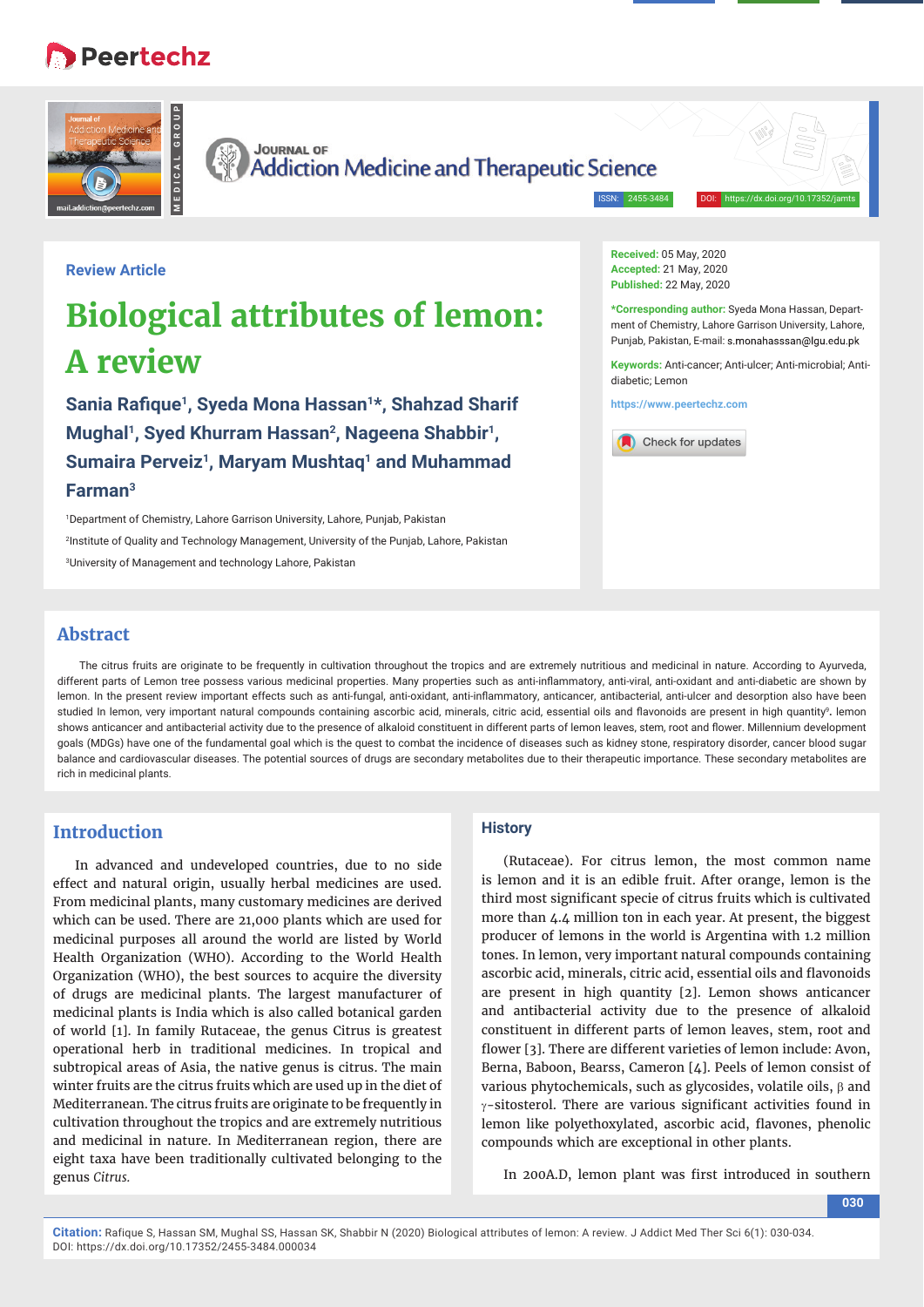Review Article

# Biological attributes of lemon: A review

**Sania Rafique[1], Syeda Mona Hassan[1]*, Shahzad Sharif Mughal[1], Syed Khurram Hassan[2], Nageena Shabbir[1], Sumaira Perveiz[1], Maryam Mushtaq[1] and Muhammad Farman[3]**

[1]Department of Chemistry, Lahore Garrison University, Lahore, Punjab, Pakistan

[2]Institute of Quality and Technology Management, University of the Punjab, Lahore, Pakistan

[3]University of Management and technology Lahore, Pakistan

**Received:** 05 May, 2020
**Accepted:** 21 May, 2020
**Published:** 22 May, 2020

***Corresponding author:** Syeda Mona Hassan, Department of Chemistry, Lahore Garrison University, Lahore, Punjab, Pakistan, E-mail: s.monahasssan@lgu.edu.pk

**Keywords:** Anti-cancer; Anti-ulcer; Anti-microbial; Anti-diabetic; Lemon

https://www.peertechz.com

## Abstract

The citrus fruits are originate to be frequently in cultivation throughout the tropics and are extremely nutritious and medicinal in nature. According to Ayurveda, different parts of Lemon tree possess various medicinal properties. Many properties such as anti-inflammatory, anti-viral, anti-oxidant and anti-diabetic are shown by lemon. In the present review important effects such as anti-fungal, anti-oxidant, anti-inflammatory, anticancer, antibacterial, anti-ulcer and desorption also have been studied In lemon, very important natural compounds containing ascorbic acid, minerals, citric acid, essential oils and flavonoids are present in high quantity[3]. lemon shows anticancer and antibacterial activity due to the presence of alkaloid constituent in different parts of lemon leaves, stem, root and flower. Millennium development goals (MDGs) have one of the fundamental goal which is the quest to combat the incidence of diseases such as kidney stone, respiratory disorder, cancer blood sugar balance and cardiovascular diseases. The potential sources of drugs are secondary metabolites due to their therapeutic importance. These secondary metabolites are rich in medicinal plants.

## Introduction

In advanced and undeveloped countries, due to no side effect and natural origin, usually herbal medicines are used. From medicinal plants, many customary medicines are derived which can be used. There are 21,000 plants which are used for medicinal purposes all around the world are listed by World Health Organization (WHO). According to the World Health Organization (WHO), the best sources to acquire the diversity of drugs are medicinal plants. The largest manufacturer of medicinal plants is India which is also called botanical garden of world [1]. In family Rutaceae, the genus Citrus is greatest operational herb in traditional medicines. In tropical and subtropical areas of Asia, the native genus is citrus. The main winter fruits are the citrus fruits which are used up in the diet of Mediterranean. The citrus fruits are originate to be frequently in cultivation throughout the tropics and are extremely nutritious and medicinal in nature. In Mediterranean region, there are eight taxa have been traditionally cultivated belonging to the genus *Citrus.*

## History

(Rutaceae). For citrus lemon, the most common name is lemon and it is an edible fruit. After orange, lemon is the third most significant specie of citrus fruits which is cultivated more than 4.4 million ton in each year. At present, the biggest producer of lemons in the world is Argentina with 1.2 million tones. In lemon, very important natural compounds containing ascorbic acid, minerals, citric acid, essential oils and flavonoids are present in high quantity [2]. Lemon shows anticancer and antibacterial activity due to the presence of alkaloid constituent in different parts of lemon leaves, stem, root and flower [3]. There are different varieties of lemon include: Avon, Berna, Baboon, Bearss, Cameron [4]. Peels of lemon consist of various phytochemicals, such as glycosides, volatile oils, $\beta$ and $\gamma$-sitosterol. There are various significant activities found in lemon like polyethoxylated, ascorbic acid, flavones, phenolic compounds which are exceptional in other plants.

In 200A.D, lemon plant was first introduced in southern

**Citation:** Rafique S, Hassan SM, Mughal SS, Hassan SK, Shabbir N (2020) Biological attributes of lemon: A review. J Addict Med Ther Sci 6(1): 030-034. DOI: https://dx.doi.org/10.17352/2455-3484.000034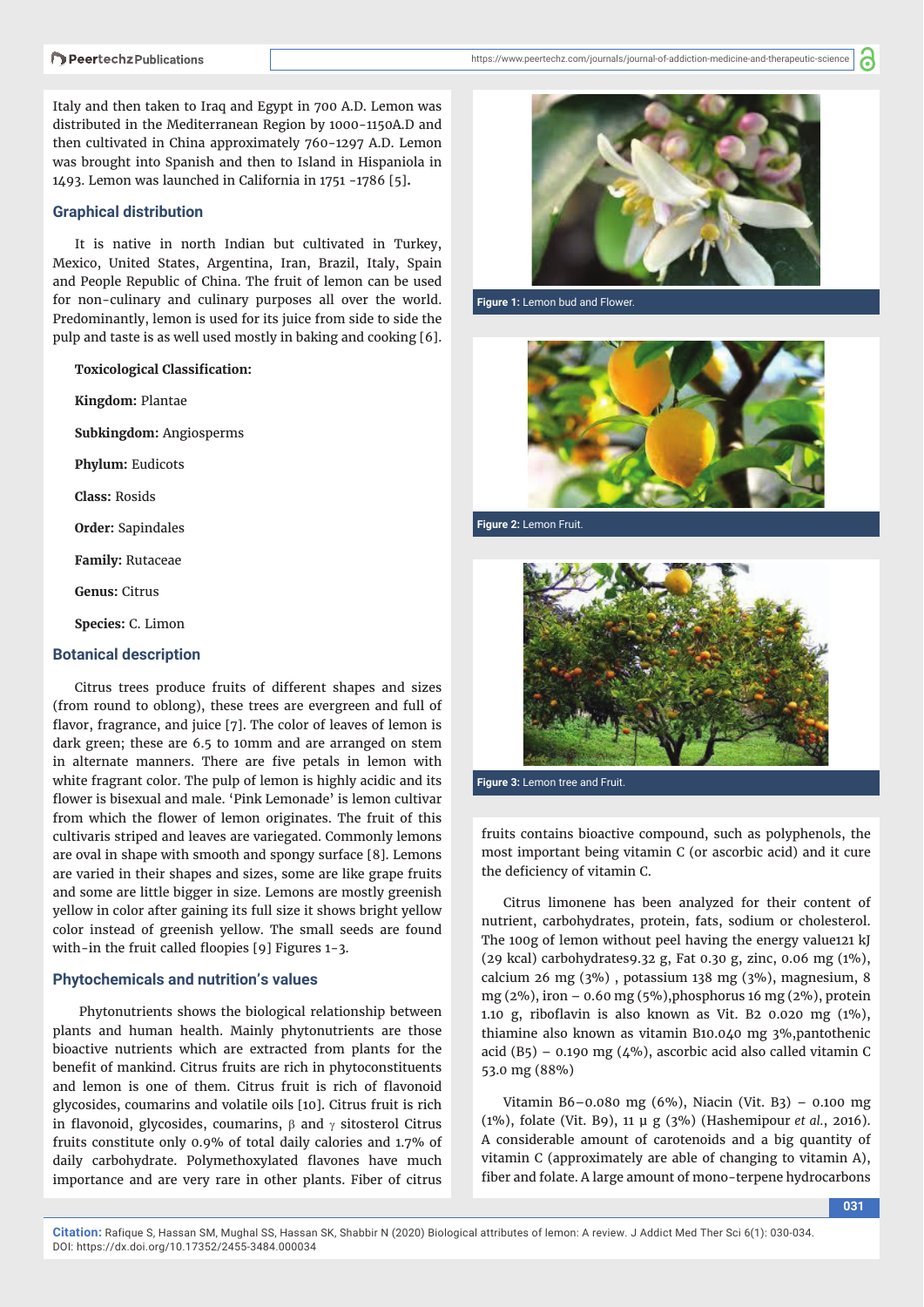Italy and then taken to Iraq and Egypt in 700 A.D. Lemon was distributed in the Mediterranean Region by 1000-1150A.D and then cultivated in China approximately 760-1297 A.D. Lemon was brought into Spanish and then to Island in Hispaniola in 1493. Lemon was launched in California in 1751 -1786 [5].

## Graphical distribution

It is native in north Indian but cultivated in Turkey, Mexico, United States, Argentina, Iran, Brazil, Italy, Spain and People Republic of China. The fruit of lemon can be used for non-culinary and culinary purposes all over the world. Predominantly, lemon is used for its juice from side to side the pulp and taste is as well used mostly in baking and cooking [6].

**Toxicological Classification:**

**Kingdom:** Plantae

**Subkingdom:** Angiosperms

**Phylum:** Eudicots

**Class:** Rosids

**Order:** Sapindales

**Family:** Rutaceae

**Genus:** Citrus

**Species:** C. Limon

## Botanical description

Citrus trees produce fruits of different shapes and sizes (from round to oblong), these trees are evergreen and full of flavor, fragrance, and juice [7]. The color of leaves of lemon is dark green; these are 6.5 to 10mm and are arranged on stem in alternate manners. There are five petals in lemon with white fragrant color. The pulp of lemon is highly acidic and its flower is bisexual and male. 'Pink Lemonade' is lemon cultivar from which the flower of lemon originates. The fruit of this cultivaris striped and leaves are variegated. Commonly lemons are oval in shape with smooth and spongy surface [8]. Lemons are varied in their shapes and sizes, some are like grape fruits and some are little bigger in size. Lemons are mostly greenish yellow in color after gaining its full size it shows bright yellow color instead of greenish yellow. The small seeds are found with-in the fruit called floopies [9] Figures 1-3.

Figure 1: Lemon bud and Flower.

Figure 2: Lemon Fruit.

Figure 3: Lemon tree and Fruit.

## Phytochemicals and nutrition's values

Phytonutrients shows the biological relationship between plants and human health. Mainly phytonutrients are those bioactive nutrients which are extracted from plants for the benefit of mankind. Citrus fruits are rich in phytoconstituents and lemon is one of them. Citrus fruit is rich of flavonoid glycosides, coumarins and volatile oils [10]. Citrus fruit is rich in flavonoid, glycosides, coumarins, β and γ sitosterol Citrus fruits constitute only 0.9% of total daily calories and 1.7% of daily carbohydrate. Polymethoxylated flavones have much importance and are very rare in other plants. Fiber of citrus fruits contains bioactive compound, such as polyphenols, the most important being vitamin C (or ascorbic acid) and it cure the deficiency of vitamin C.

Citrus limonene has been analyzed for their content of nutrient, carbohydrates, protein, fats, sodium or cholesterol. The 100g of lemon without peel having the energy value121 kJ (29 kcal) carbohydrates9.32 g, Fat 0.30 g, zinc, 0.06 mg (1%), calcium 26 mg (3%) , potassium 138 mg (3%), magnesium, 8 mg (2%), iron – 0.60 mg (5%),phosphorus 16 mg (2%), protein 1.10 g, riboflavin is also known as Vit. B2 0.020 mg (1%), thiamine also known as vitamin B10.040 mg 3%,pantothenic acid (B5) – 0.190 mg (4%), ascorbic acid also called vitamin C 53.0 mg (88%)

Vitamin B6–0.080 mg (6%), Niacin (Vit. B3) – 0.100 mg (1%), folate (Vit. B9), 11 μ g (3%) (Hashemipour *et al.*, 2016). A considerable amount of carotenoids and a big quantity of vitamin C (approximately are able of changing to vitamin A), fiber and folate. A large amount of mono-terpene hydrocarbons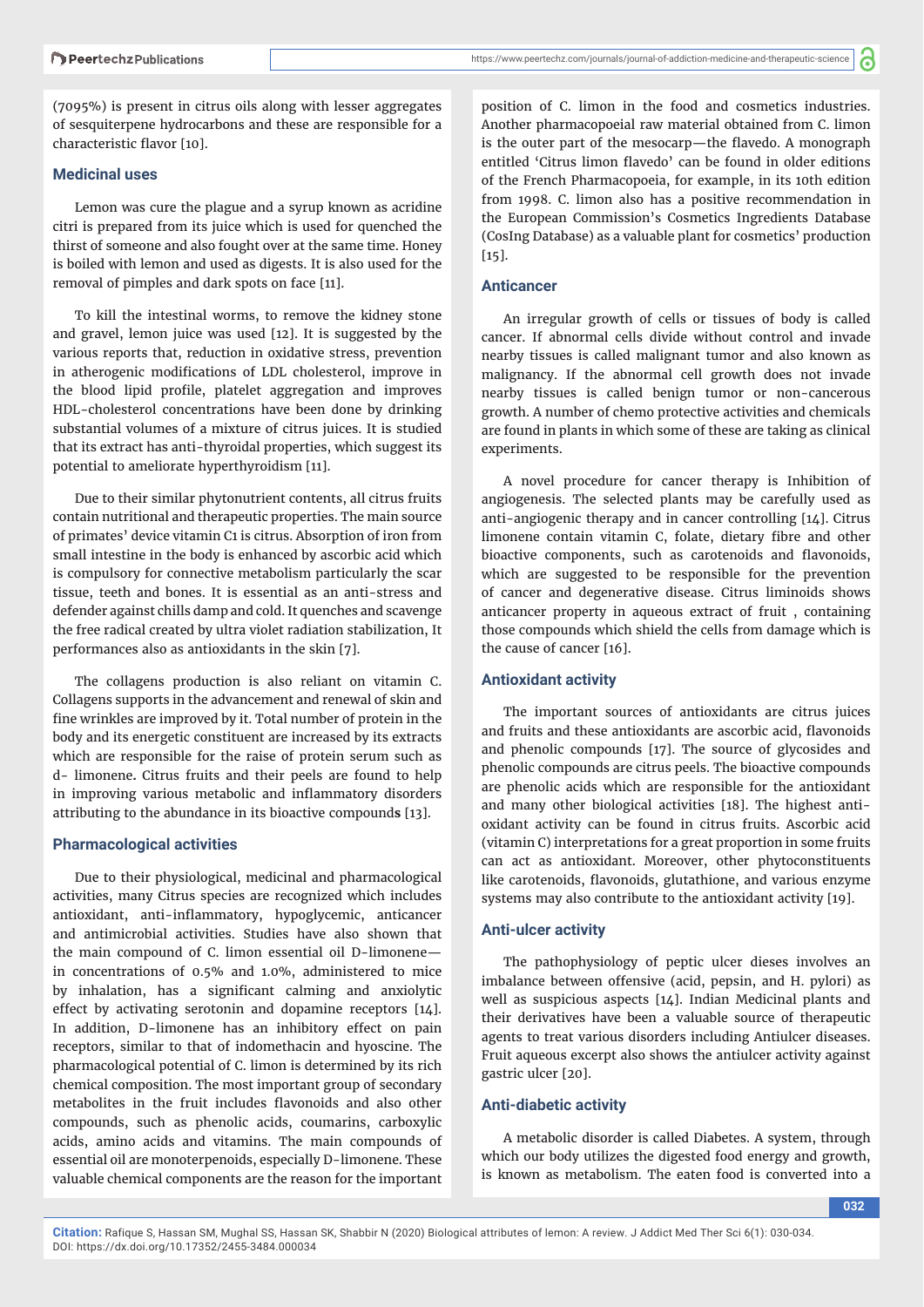(7095%) is present in citrus oils along with lesser aggregates of sesquiterpene hydrocarbons and these are responsible for a characteristic flavor [10].

## Medicinal uses

Lemon was cure the plague and a syrup known as acridine citri is prepared from its juice which is used for quenched the thirst of someone and also fought over at the same time. Honey is boiled with lemon and used as digests. It is also used for the removal of pimples and dark spots on face [11].

To kill the intestinal worms, to remove the kidney stone and gravel, lemon juice was used [12]. It is suggested by the various reports that, reduction in oxidative stress, prevention in atherogenic modifications of LDL cholesterol, improve in the blood lipid profile, platelet aggregation and improves HDL-cholesterol concentrations have been done by drinking substantial volumes of a mixture of citrus juices. It is studied that its extract has anti-thyroidal properties, which suggest its potential to ameliorate hyperthyroidism [11].

Due to their similar phytonutrient contents, all citrus fruits contain nutritional and therapeutic properties. The main source of primates' device vitamin C1 is citrus. Absorption of iron from small intestine in the body is enhanced by ascorbic acid which is compulsory for connective metabolism particularly the scar tissue, teeth and bones. It is essential as an anti-stress and defender against chills damp and cold. It quenches and scavenge the free radical created by ultra violet radiation stabilization, It performances also as antioxidants in the skin [7].

The collagens production is also reliant on vitamin C. Collagens supports in the advancement and renewal of skin and fine wrinkles are improved by it. Total number of protein in the body and its energetic constituent are increased by its extracts which are responsible for the raise of protein serum such as d- limonene. Citrus fruits and their peels are found to help in improving various metabolic and inflammatory disorders attributing to the abundance in its bioactive compound**s** [13].

## Pharmacological activities

Due to their physiological, medicinal and pharmacological activities, many Citrus species are recognized which includes antioxidant, anti-inflammatory, hypoglycemic, anticancer and antimicrobial activities. Studies have also shown that the main compound of C. limon essential oil D-limonene—in concentrations of 0.5% and 1.0%, administered to mice by inhalation, has a significant calming and anxiolytic effect by activating serotonin and dopamine receptors [14]. In addition, D-limonene has an inhibitory effect on pain receptors, similar to that of indomethacin and hyoscine. The pharmacological potential of C. limon is determined by its rich chemical composition. The most important group of secondary metabolites in the fruit includes flavonoids and also other compounds, such as phenolic acids, coumarins, carboxylic acids, amino acids and vitamins. The main compounds of essential oil are monoterpenoids, especially D-limonene. These valuable chemical components are the reason for the important position of C. limon in the food and cosmetics industries. Another pharmacopoeial raw material obtained from C. limon is the outer part of the mesocarp—the flavedo. A monograph entitled 'Citrus limon flavedo' can be found in older editions of the French Pharmacopoeia, for example, in its 10th edition from 1998. C. limon also has a positive recommendation in the European Commission's Cosmetics Ingredients Database (CosIng Database) as a valuable plant for cosmetics' production [15].

## Anticancer

An irregular growth of cells or tissues of body is called cancer. If abnormal cells divide without control and invade nearby tissues is called malignant tumor and also known as malignancy. If the abnormal cell growth does not invade nearby tissues is called benign tumor or non-cancerous growth. A number of chemo protective activities and chemicals are found in plants in which some of these are taking as clinical experiments.

A novel procedure for cancer therapy is Inhibition of angiogenesis. The selected plants may be carefully used as anti-angiogenic therapy and in cancer controlling [14]. Citrus limonene contain vitamin C, folate, dietary fibre and other bioactive components, such as carotenoids and flavonoids, which are suggested to be responsible for the prevention of cancer and degenerative disease. Citrus liminoids shows anticancer property in aqueous extract of fruit , containing those compounds which shield the cells from damage which is the cause of cancer [16].

## Antioxidant activity

The important sources of antioxidants are citrus juices and fruits and these antioxidants are ascorbic acid, flavonoids and phenolic compounds [17]. The source of glycosides and phenolic compounds are citrus peels. The bioactive compounds are phenolic acids which are responsible for the antioxidant and many other biological activities [18]. The highest anti-oxidant activity can be found in citrus fruits. Ascorbic acid (vitamin C) interpretations for a great proportion in some fruits can act as antioxidant. Moreover, other phytoconstituents like carotenoids, flavonoids, glutathione, and various enzyme systems may also contribute to the antioxidant activity [19].

## Anti-ulcer activity

The pathophysiology of peptic ulcer dieses involves an imbalance between offensive (acid, pepsin, and H. pylori) as well as suspicious aspects [14]. Indian Medicinal plants and their derivatives have been a valuable source of therapeutic agents to treat various disorders including Antiulcer diseases. Fruit aqueous excerpt also shows the antiulcer activity against gastric ulcer [20].

## Anti-diabetic activity

A metabolic disorder is called Diabetes. A system, through which our body utilizes the digested food energy and growth, is known as metabolism. The eaten food is converted into a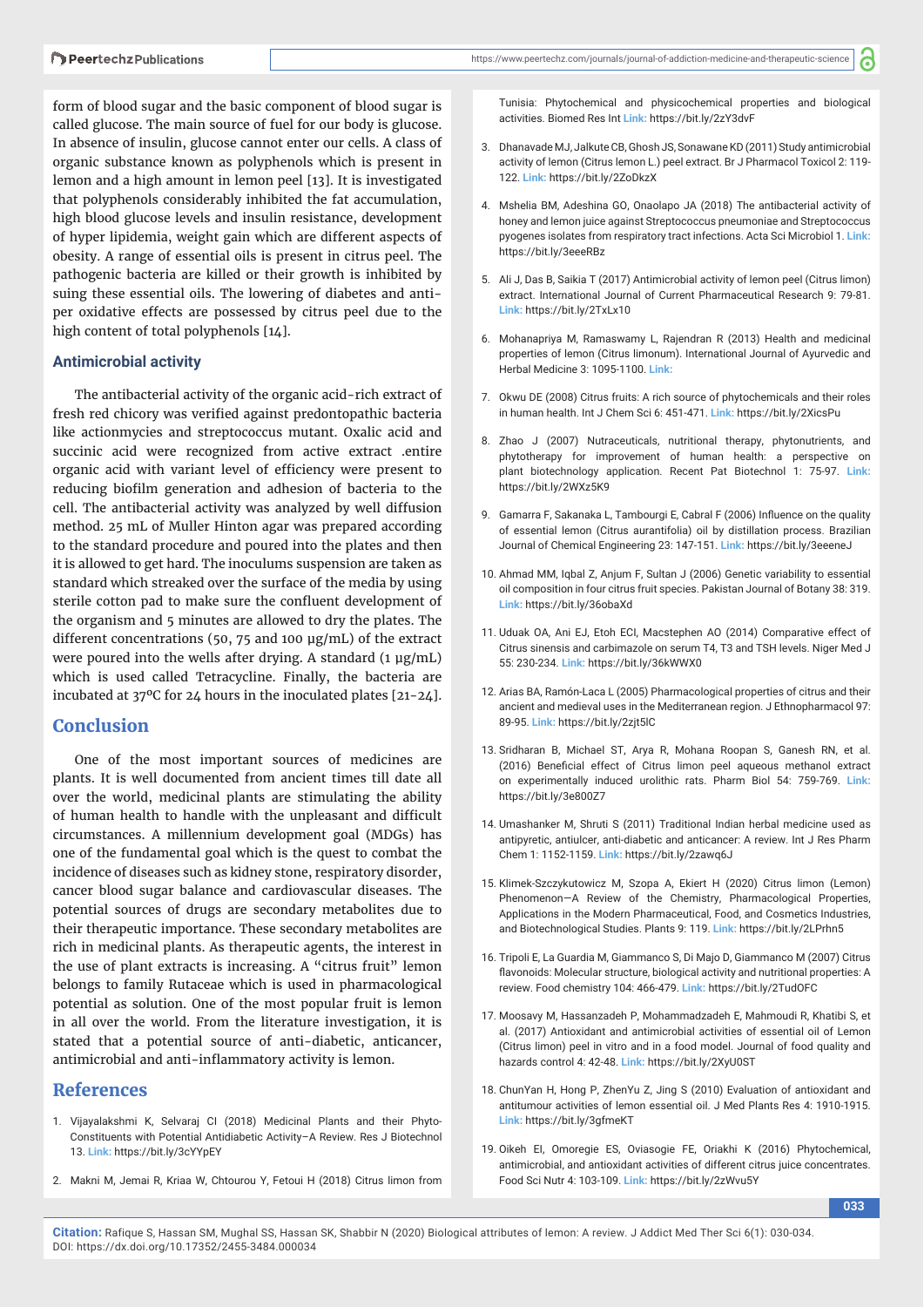form of blood sugar and the basic component of blood sugar is called glucose. The main source of fuel for our body is glucose. In absence of insulin, glucose cannot enter our cells. A class of organic substance known as polyphenols which is present in lemon and a high amount in lemon peel [13]. It is investigated that polyphenols considerably inhibited the fat accumulation, high blood glucose levels and insulin resistance, development of hyper lipidemia, weight gain which are different aspects of obesity. A range of essential oils is present in citrus peel. The pathogenic bacteria are killed or their growth is inhibited by suing these essential oils. The lowering of diabetes and anti-per oxidative effects are possessed by citrus peel due to the high content of total polyphenols [14].

### Antimicrobial activity

The antibacterial activity of the organic acid-rich extract of fresh red chicory was verified against predontopathic bacteria like actionmycies and streptococcus mutant. Oxalic acid and succinic acid were recognized from active extract .entire organic acid with variant level of efficiency were present to reducing biofilm generation and adhesion of bacteria to the cell. The antibacterial activity was analyzed by well diffusion method. 25 mL of Muller Hinton agar was prepared according to the standard procedure and poured into the plates and then it is allowed to get hard. The inoculums suspension are taken as standard which streaked over the surface of the media by using sterile cotton pad to make sure the confluent development of the organism and 5 minutes are allowed to dry the plates. The different concentrations (50, 75 and 100 µg/mL) of the extract were poured into the wells after drying. A standard (1 µg/mL) which is used called Tetracycline. Finally, the bacteria are incubated at 37ºC for 24 hours in the inoculated plates [21-24].

## Conclusion

One of the most important sources of medicines are plants. It is well documented from ancient times till date all over the world, medicinal plants are stimulating the ability of human health to handle with the unpleasant and difficult circumstances. A millennium development goal (MDGs) has one of the fundamental goal which is the quest to combat the incidence of diseases such as kidney stone, respiratory disorder, cancer blood sugar balance and cardiovascular diseases. The potential sources of drugs are secondary metabolites due to their therapeutic importance. These secondary metabolites are rich in medicinal plants. As therapeutic agents, the interest in the use of plant extracts is increasing. A "citrus fruit" lemon belongs to family Rutaceae which is used in pharmacological potential as solution. One of the most popular fruit is lemon in all over the world. From the literature investigation, it is stated that a potential source of anti-diabetic, anticancer, antimicrobial and anti-inflammatory activity is lemon.

## References

1. Vijayalakshmi K, Selvaraj CI (2018) Medicinal Plants and their Phyto-Constituents with Potential Antidiabetic Activity–A Review. Res J Biotechnol 13. **Link:** https://bit.ly/3cYYpEY
2. Makni M, Jemai R, Kriaa W, Chtourou Y, Fetoui H (2018) Citrus limon from Tunisia: Phytochemical and physicochemical properties and biological activities. Biomed Res Int **Link:** https://bit.ly/2zY3dvF
3. Dhanavade MJ, Jalkute CB, Ghosh JS, Sonawane KD (2011) Study antimicrobial activity of lemon (Citrus lemon L.) peel extract. Br J Pharmacol Toxicol 2: 119-122. **Link:** https://bit.ly/2ZoDkzX
4. Mshelia BM, Adeshina GO, Onaolapo JA (2018) The antibacterial activity of honey and lemon juice against Streptococcus pneumoniae and Streptococcus pyogenes isolates from respiratory tract infections. Acta Sci Microbiol 1. **Link:** https://bit.ly/3eeeRBz
5. Ali J, Das B, Saikia T (2017) Antimicrobial activity of lemon peel (Citrus limon) extract. International Journal of Current Pharmaceutical Research 9: 79-81. **Link:** https://bit.ly/2TxLx10
6. Mohanapriya M, Ramaswamy L, Rajendran R (2013) Health and medicinal properties of lemon (Citrus limonum). International Journal of Ayurvedic and Herbal Medicine 3: 1095-1100. **Link:**
7. Okwu DE (2008) Citrus fruits: A rich source of phytochemicals and their roles in human health. Int J Chem Sci 6: 451-471. **Link:** https://bit.ly/2XicsPu
8. Zhao J (2007) Nutraceuticals, nutritional therapy, phytonutrients, and phytotherapy for improvement of human health: a perspective on plant biotechnology application. Recent Pat Biotechnol 1: 75-97. **Link:** https://bit.ly/2WXz5K9
9. Gamarra F, Sakanaka L, Tambourgi E, Cabral F (2006) Influence on the quality of essential lemon (Citrus aurantifolia) oil by distillation process. Brazilian Journal of Chemical Engineering 23: 147-151. **Link:** https://bit.ly/3eeeneJ
10. Ahmad MM, Iqbal Z, Anjum F, Sultan J (2006) Genetic variability to essential oil composition in four citrus fruit species. Pakistan Journal of Botany 38: 319. **Link:** https://bit.ly/36obaXd
11. Uduak OA, Ani EJ, Etoh ECI, Macstephen AO (2014) Comparative effect of Citrus sinensis and carbimazole on serum T4, T3 and TSH levels. Niger Med J 55: 230-234. **Link:** https://bit.ly/36kWWX0
12. Arias BA, Ramón-Laca L (2005) Pharmacological properties of citrus and their ancient and medieval uses in the Mediterranean region. J Ethnopharmacol 97: 89-95. **Link:** https://bit.ly/2zjt5lC
13. Sridharan B, Michael ST, Arya R, Mohana Roopan S, Ganesh RN, et al. (2016) Beneficial effect of Citrus limon peel aqueous methanol extract on experimentally induced urolithic rats. Pharm Biol 54: 759-769. **Link:** https://bit.ly/3e800Z7
14. Umashanker M, Shruti S (2011) Traditional Indian herbal medicine used as antipyretic, antiulcer, anti-diabetic and anticancer: A review. Int J Res Pharm Chem 1: 1152-1159. **Link:** https://bit.ly/2zawq6J
15. Klimek-Szczykutowicz M, Szopa A, Ekiert H (2020) Citrus limon (Lemon) Phenomenon—A Review of the Chemistry, Pharmacological Properties, Applications in the Modern Pharmaceutical, Food, and Cosmetics Industries, and Biotechnological Studies. Plants 9: 119. **Link:** https://bit.ly/2LPrhn5
16. Tripoli E, La Guardia M, Giammanco S, Di Majo D, Giammanco M (2007) Citrus flavonoids: Molecular structure, biological activity and nutritional properties: A review. Food chemistry 104: 466-479. **Link:** https://bit.ly/2TudOFC
17. Moosavy M, Hassanzadeh P, Mohammadzadeh E, Mahmoudi R, Khatibi S, et al. (2017) Antioxidant and antimicrobial activities of essential oil of Lemon (Citrus limon) peel in vitro and in a food model. Journal of food quality and hazards control 4: 42-48. **Link:** https://bit.ly/2XyU0ST
18. ChunYan H, Hong P, ZhenYu Z, Jing S (2010) Evaluation of antioxidant and antitumour activities of lemon essential oil. J Med Plants Res 4: 1910-1915. **Link:** https://bit.ly/3gfmeKT
19. Oikeh EI, Omoregie ES, Oviasogie FE, Oriakhi K (2016) Phytochemical, antimicrobial, and antioxidant activities of different citrus juice concentrates. Food Sci Nutr 4: 103-109. **Link:** https://bit.ly/2zWvu5Y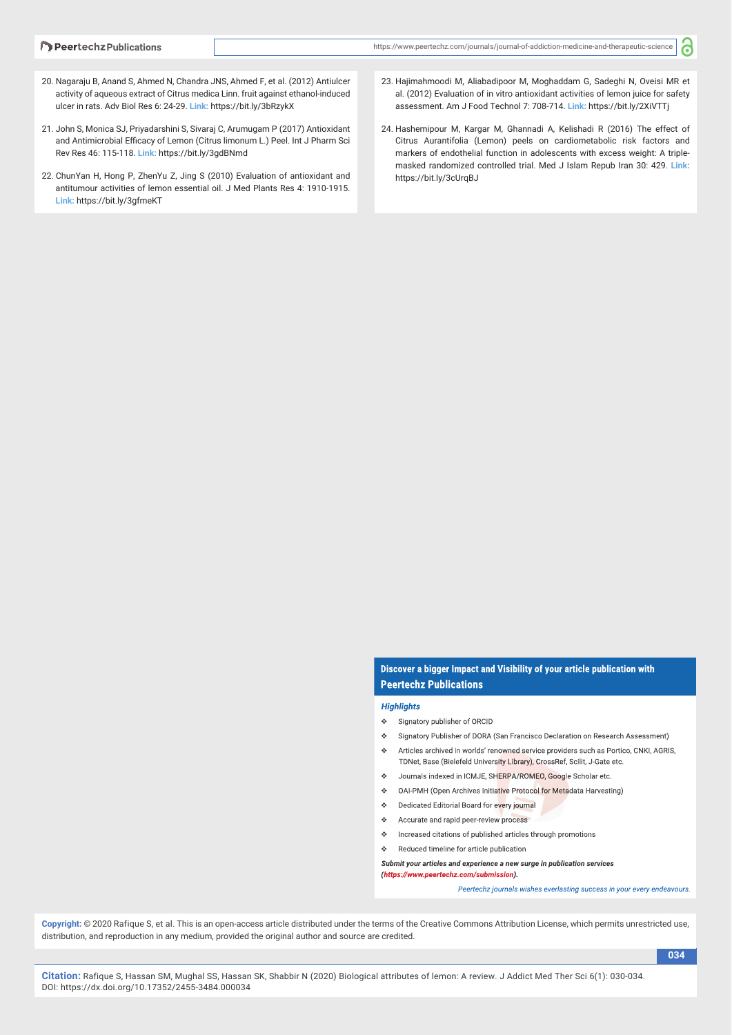20. Nagaraju B, Anand S, Ahmed N, Chandra JNS, Ahmed F, et al. (2012) Antiulcer activity of aqueous extract of Citrus medica Linn. fruit against ethanol-induced ulcer in rats. Adv Biol Res 6: 24-29. **Link:** https://bit.ly/3bRzykX

21. John S, Monica SJ, Priyadarshini S, Sivaraj C, Arumugam P (2017) Antioxidant and Antimicrobial Efficacy of Lemon (Citrus limonum L.) Peel. Int J Pharm Sci Rev Res 46: 115-118. **Link:** https://bit.ly/3gdBNmd

22. ChunYan H, Hong P, ZhenYu Z, Jing S (2010) Evaluation of antioxidant and antitumour activities of lemon essential oil. J Med Plants Res 4: 1910-1915. **Link:** https://bit.ly/3gfmeKT

23. Hajimahmoodi M, Aliabadipoor M, Moghaddam G, Sadeghi N, Oveisi MR et al. (2012) Evaluation of in vitro antioxidant activities of lemon juice for safety assessment. Am J Food Technol 7: 708-714. **Link:** https://bit.ly/2XiVTTj

24. Hashemipour M, Kargar M, Ghannadi A, Kelishadi R (2016) The effect of Citrus Aurantifolia (Lemon) peels on cardiometabolic risk factors and markers of endothelial function in adolescents with excess weight: A triple-masked randomized controlled trial. Med J Islam Repub Iran 30: 429. **Link:** https://bit.ly/3cUrqBJ

**Discover a bigger Impact and Visibility of your article publication with Peertechz Publications**

***Highlights***

- Signatory publisher of ORCID
- Signatory Publisher of DORA (San Francisco Declaration on Research Assessment)
- Articles archived in worlds' renowned service providers such as Portico, CNKI, AGRIS, TDNet, Base (Bielefeld University Library), CrossRef, Scilit, J-Gate etc.
- Journals indexed in ICMJE, SHERPA/ROMEO, Google Scholar etc.
- OAI-PMH (Open Archives Initiative Protocol for Metadata Harvesting)
- Dedicated Editorial Board for every journal
- Accurate and rapid peer-review process
- Increased citations of published articles through promotions
- Reduced timeline for article publication

***Submit your articles and experience a new surge in publication services (https://www.peertechz.com/submission).***

*Peertechz journals wishes everlasting success in your every endeavours.*

**Copyright:** © 2020 Rafique S, et al. This is an open-access article distributed under the terms of the Creative Commons Attribution License, which permits unrestricted use, distribution, and reproduction in any medium, provided the original author and source are credited.